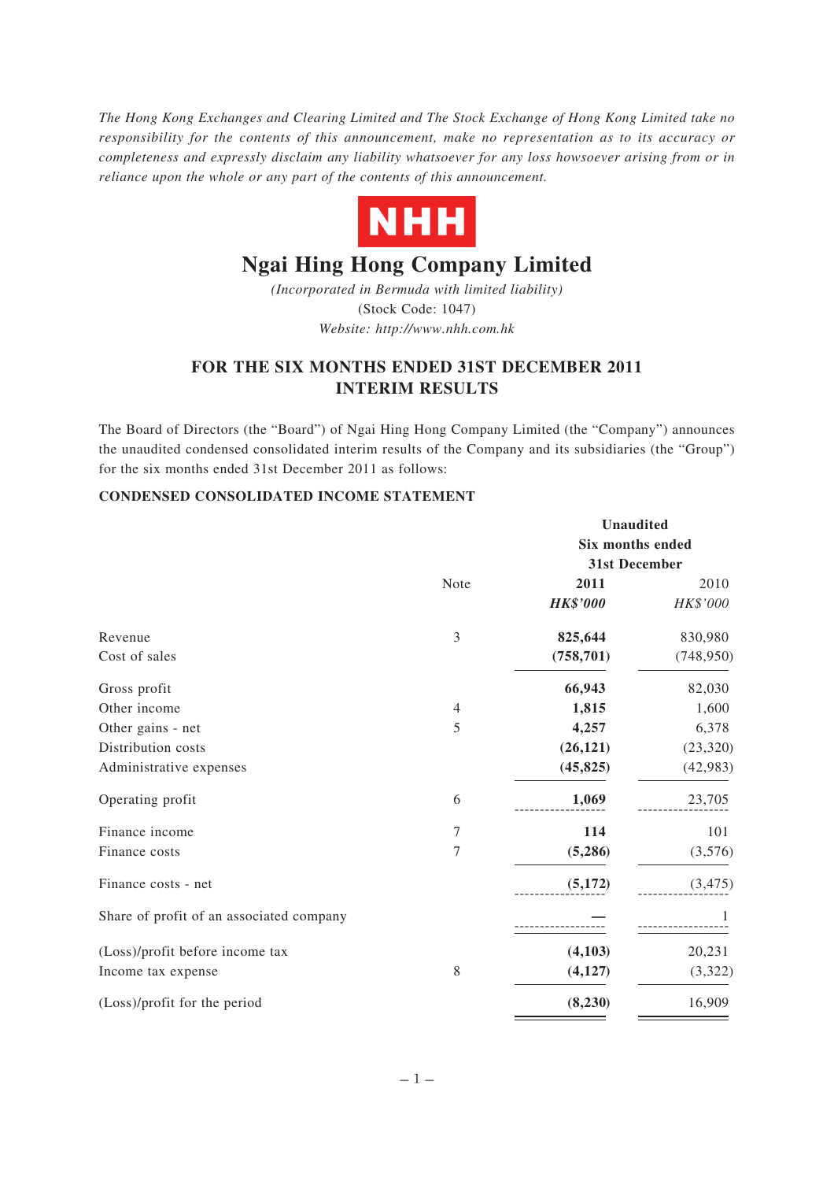*The Hong Kong Exchanges and Clearing Limited and The Stock Exchange of Hong Kong Limited take no responsibility for the contents of this announcement, make no representation as to its accuracy or completeness and expressly disclaim any liability whatsoever for any loss howsoever arising from or in reliance upon the whole or any part of the contents of this announcement.*

NHH

# Ngai Hing Hong Company Limited

*(Incorporated in Bermuda with limited liability)*

(Stock Code: 1047)

*Website: http://www.nhh.com.hk*

## FOR THE SIX MONTHS ENDED 31ST DECEMBER 2011 INTERIM RESULTS

The Board of Directors (the "Board") of Ngai Hing Hong Company Limited (the "Company") announces the unaudited condensed consolidated interim results of the Company and its subsidiaries (the "Group") for the six months ended 31st December 2011 as follows:

**CONDENSED CONSOLIDATED INCOME STATEMENT**

| | Note | **Unaudited Six months ended 31st December 2011** *HK$'000* | 2010 *HK$'000* |
|---|---|---|---|
| Revenue | 3 | **825,644** | 830,980 |
| Cost of sales | | **(758,701)** | (748,950) |
| Gross profit | | **66,943** | 82,030 |
| Other income | 4 | **1,815** | 1,600 |
| Other gains - net | 5 | **4,257** | 6,378 |
| Distribution costs | | **(26,121)** | (23,320) |
| Administrative expenses | | **(45,825)** | (42,983) |
| Operating profit | 6 | **1,069** | 23,705 |
| Finance income | 7 | **114** | 101 |
| Finance costs | 7 | **(5,286)** | (3,576) |
| Finance costs - net | | **(5,172)** | (3,475) |
| Share of profit of an associated company | | **—** | 1 |
| (Loss)/profit before income tax | | **(4,103)** | 20,231 |
| Income tax expense | 8 | **(4,127)** | (3,322) |
| (Loss)/profit for the period | | **(8,230)** | 16,909 |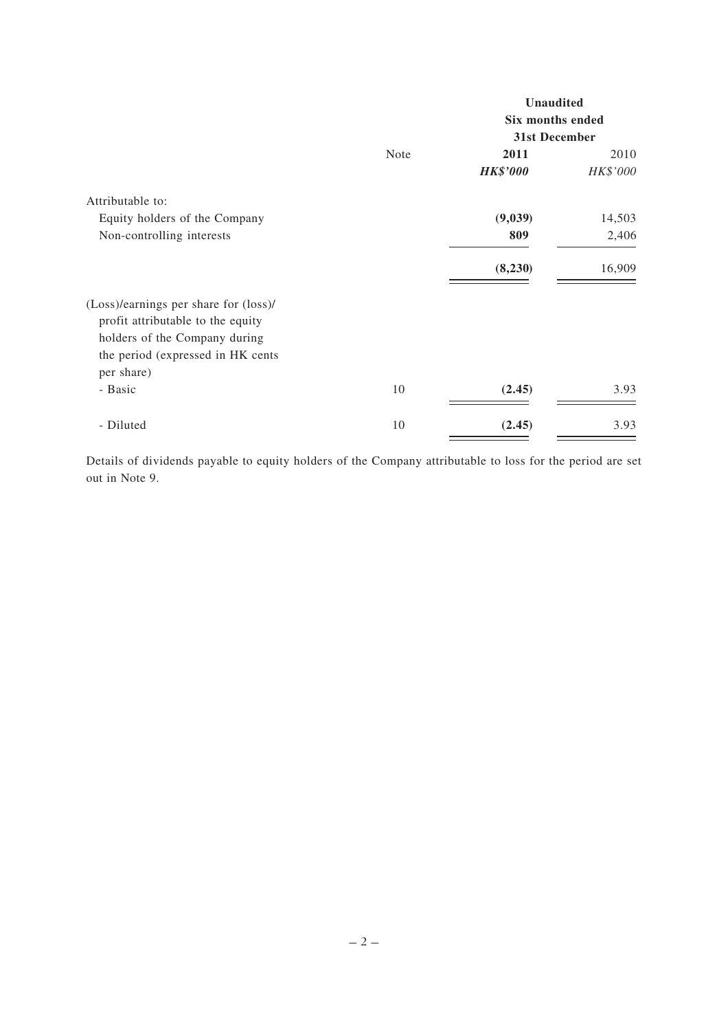| | Note | Unaudited Six months ended 31st December | |
|---|---|---|---|
| | | **2011** | 2010 |
| | | ***HK$'000*** | *HK$'000* |
| Attributable to: | | | |
| Equity holders of the Company | | **(9,039)** | 14,503 |
| Non-controlling interests | | **809** | 2,406 |
| | | **(8,230)** | 16,909 |
| (Loss)/earnings per share for (loss)/ profit attributable to the equity holders of the Company during the period (expressed in HK cents per share) | | | |
| - Basic | 10 | **(2.45)** | 3.93 |
| - Diluted | 10 | **(2.45)** | 3.93 |

Details of dividends payable to equity holders of the Company attributable to loss for the period are set out in Note 9.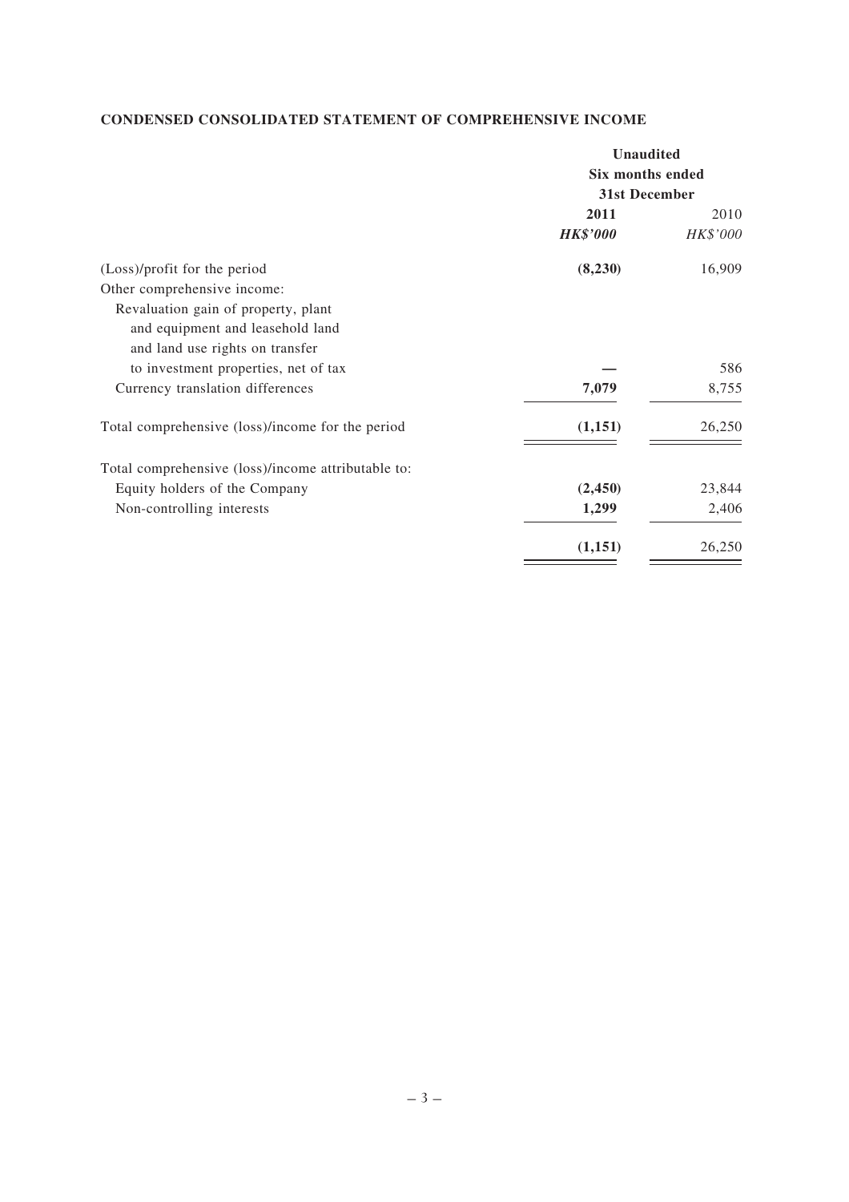**CONDENSED CONSOLIDATED STATEMENT OF COMPREHENSIVE INCOME**

| | Unaudited Six months ended 31st December | |
|---|---|---|
| | **2011** | 2010 |
| | ***HK$'000*** | *HK$'000* |
| (Loss)/profit for the period | **(8,230)** | 16,909 |
| Other comprehensive income: | | |
| Revaluation gain of property, plant and equipment and leasehold land and land use rights on transfer to investment properties, net of tax | **—** | 586 |
| Currency translation differences | **7,079** | 8,755 |
| Total comprehensive (loss)/income for the period | **(1,151)** | 26,250 |
| Total comprehensive (loss)/income attributable to: | | |
| Equity holders of the Company | **(2,450)** | 23,844 |
| Non-controlling interests | **1,299** | 2,406 |
| | **(1,151)** | 26,250 |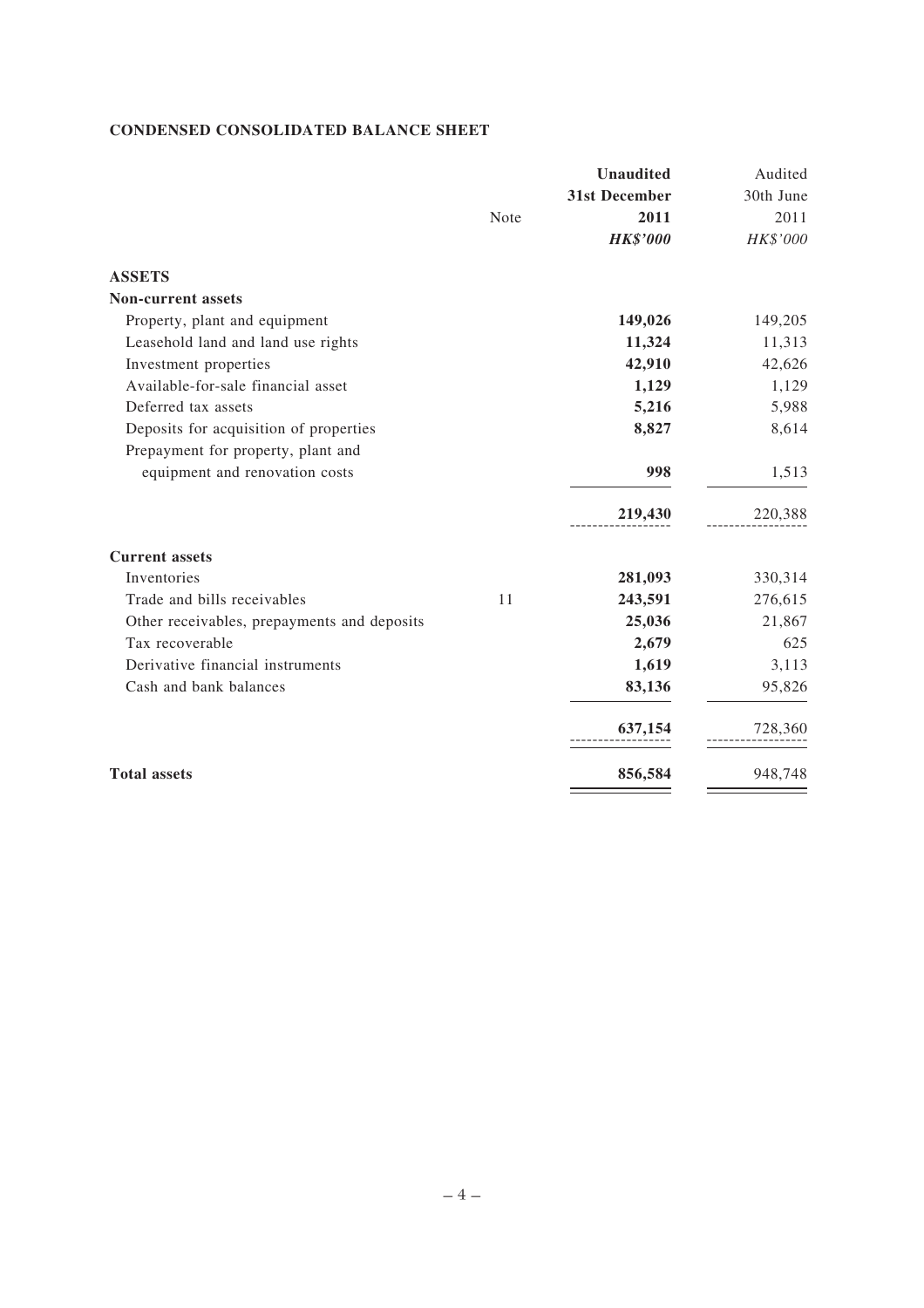**CONDENSED CONSOLIDATED BALANCE SHEET**

| | Note | **Unaudited 31st December 2011** | Audited 30th June 2011 |
|---|---|---|---|
| | | ***HK$'000*** | *HK$'000* |
| **ASSETS** | | | |
| **Non-current assets** | | | |
| Property, plant and equipment | | **149,026** | 149,205 |
| Leasehold land and land use rights | | **11,324** | 11,313 |
| Investment properties | | **42,910** | 42,626 |
| Available-for-sale financial asset | | **1,129** | 1,129 |
| Deferred tax assets | | **5,216** | 5,988 |
| Deposits for acquisition of properties | | **8,827** | 8,614 |
| Prepayment for property, plant and equipment and renovation costs | | **998** | 1,513 |
| | | **219,430** | 220,388 |
| **Current assets** | | | |
| Inventories | | **281,093** | 330,314 |
| Trade and bills receivables | 11 | **243,591** | 276,615 |
| Other receivables, prepayments and deposits | | **25,036** | 21,867 |
| Tax recoverable | | **2,679** | 625 |
| Derivative financial instruments | | **1,619** | 3,113 |
| Cash and bank balances | | **83,136** | 95,826 |
| | | **637,154** | 728,360 |
| **Total assets** | | **856,584** | 948,748 |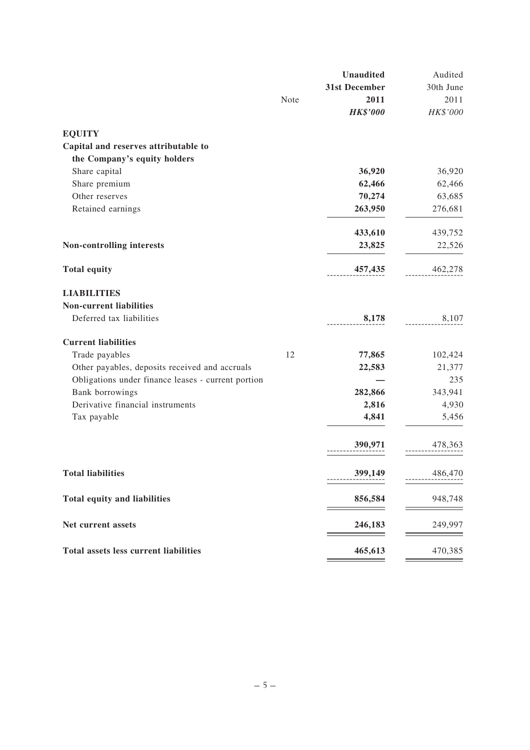| | Note | **Unaudited 31st December 2011** | Audited 30th June 2011 |
|---|---|---|---|
| | | ***HK$'000*** | *HK$'000* |
| **EQUITY** | | | |
| **Capital and reserves attributable to the Company's equity holders** | | | |
| Share capital | | **36,920** | 36,920 |
| Share premium | | **62,466** | 62,466 |
| Other reserves | | **70,274** | 63,685 |
| Retained earnings | | **263,950** | 276,681 |
| | | **433,610** | 439,752 |
| **Non-controlling interests** | | **23,825** | 22,526 |
| **Total equity** | | **457,435** | 462,278 |
| **LIABILITIES** | | | |
| **Non-current liabilities** | | | |
| Deferred tax liabilities | | **8,178** | 8,107 |
| **Current liabilities** | | | |
| Trade payables | 12 | **77,865** | 102,424 |
| Other payables, deposits received and accruals | | **22,583** | 21,377 |
| Obligations under finance leases - current portion | | **—** | 235 |
| Bank borrowings | | **282,866** | 343,941 |
| Derivative financial instruments | | **2,816** | 4,930 |
| Tax payable | | **4,841** | 5,456 |
| | | **390,971** | 478,363 |
| **Total liabilities** | | **399,149** | 486,470 |
| **Total equity and liabilities** | | **856,584** | 948,748 |
| **Net current assets** | | **246,183** | 249,997 |
| **Total assets less current liabilities** | | **465,613** | 470,385 |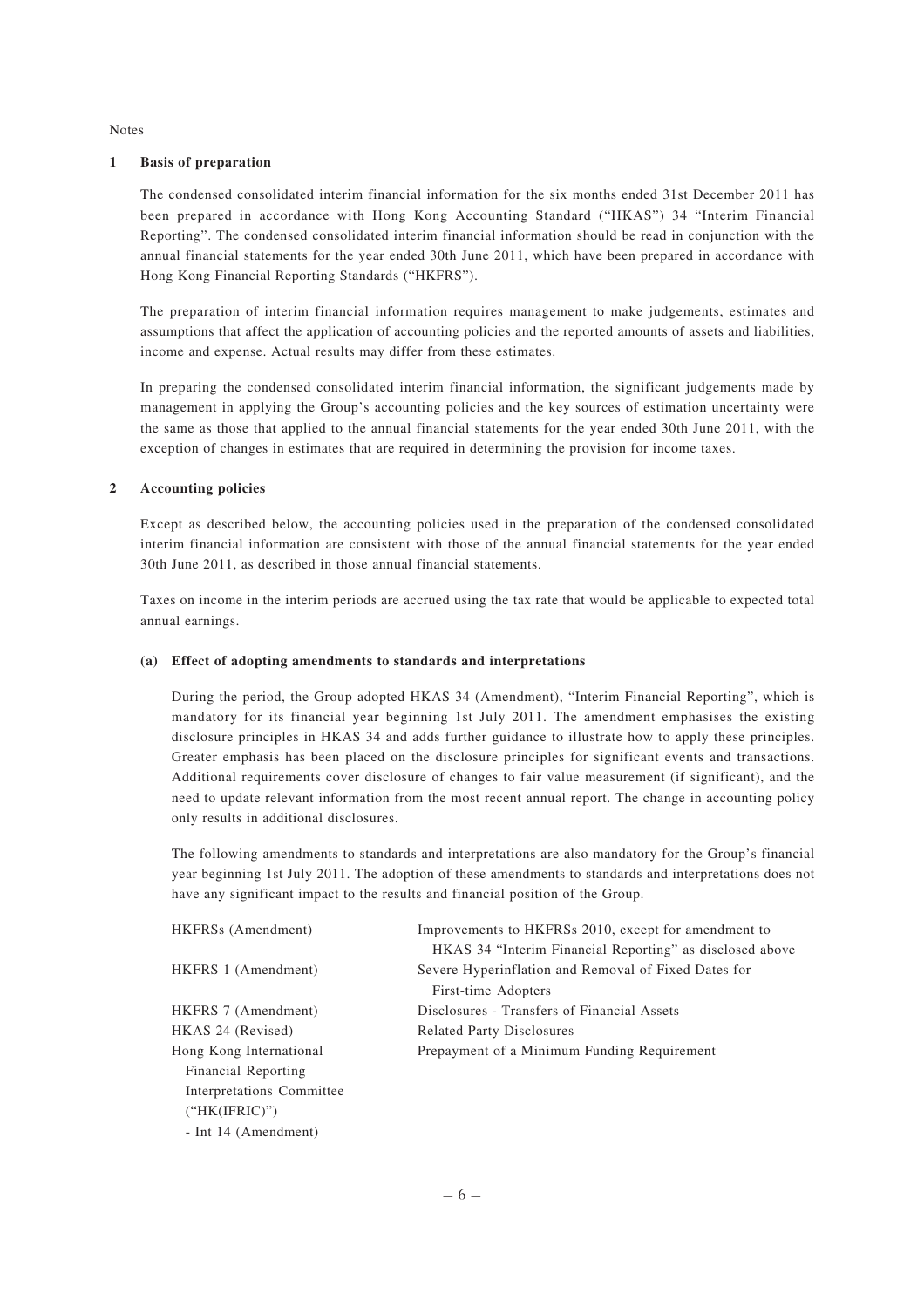Notes

## 1 Basis of preparation

The condensed consolidated interim financial information for the six months ended 31st December 2011 has been prepared in accordance with Hong Kong Accounting Standard ("HKAS") 34 "Interim Financial Reporting". The condensed consolidated interim financial information should be read in conjunction with the annual financial statements for the year ended 30th June 2011, which have been prepared in accordance with Hong Kong Financial Reporting Standards ("HKFRS").

The preparation of interim financial information requires management to make judgements, estimates and assumptions that affect the application of accounting policies and the reported amounts of assets and liabilities, income and expense. Actual results may differ from these estimates.

In preparing the condensed consolidated interim financial information, the significant judgements made by management in applying the Group's accounting policies and the key sources of estimation uncertainty were the same as those that applied to the annual financial statements for the year ended 30th June 2011, with the exception of changes in estimates that are required in determining the provision for income taxes.

## 2 Accounting policies

Except as described below, the accounting policies used in the preparation of the condensed consolidated interim financial information are consistent with those of the annual financial statements for the year ended 30th June 2011, as described in those annual financial statements.

Taxes on income in the interim periods are accrued using the tax rate that would be applicable to expected total annual earnings.

### (a) Effect of adopting amendments to standards and interpretations

During the period, the Group adopted HKAS 34 (Amendment), "Interim Financial Reporting", which is mandatory for its financial year beginning 1st July 2011. The amendment emphasises the existing disclosure principles in HKAS 34 and adds further guidance to illustrate how to apply these principles. Greater emphasis has been placed on the disclosure principles for significant events and transactions. Additional requirements cover disclosure of changes to fair value measurement (if significant), and the need to update relevant information from the most recent annual report. The change in accounting policy only results in additional disclosures.

The following amendments to standards and interpretations are also mandatory for the Group's financial year beginning 1st July 2011. The adoption of these amendments to standards and interpretations does not have any significant impact to the results and financial position of the Group.

| | |
|---|---|
| HKFRSs (Amendment) | Improvements to HKFRSs 2010, except for amendment to HKAS 34 "Interim Financial Reporting" as disclosed above |
| HKFRS 1 (Amendment) | Severe Hyperinflation and Removal of Fixed Dates for First-time Adopters |
| HKFRS 7 (Amendment) | Disclosures - Transfers of Financial Assets |
| HKAS 24 (Revised) | Related Party Disclosures |
| Hong Kong International Financial Reporting Interpretations Committee ("HK(IFRIC)") - Int 14 (Amendment) | Prepayment of a Minimum Funding Requirement |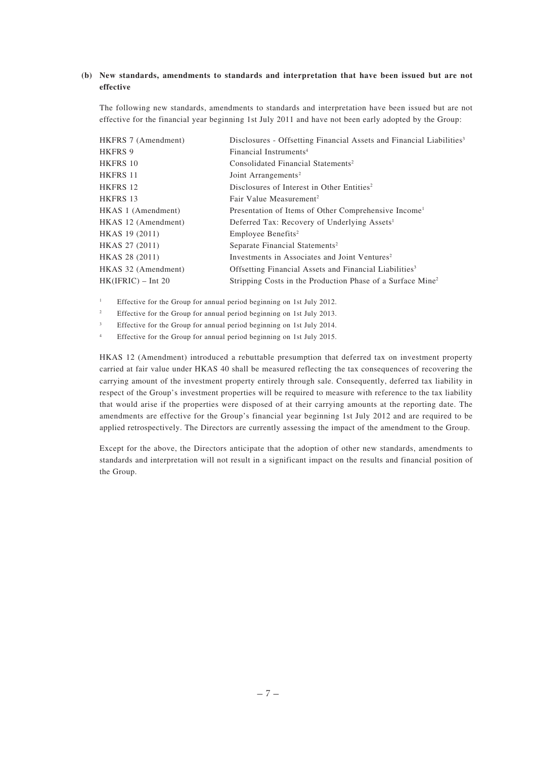**(b) New standards, amendments to standards and interpretation that have been issued but are not effective**

The following new standards, amendments to standards and interpretation have been issued but are not effective for the financial year beginning 1st July 2011 and have not been early adopted by the Group:

| | |
|---|---|
| HKFRS 7 (Amendment) | Disclosures - Offsetting Financial Assets and Financial Liabilities[3] |
| HKFRS 9 | Financial Instruments[4] |
| HKFRS 10 | Consolidated Financial Statements[2] |
| HKFRS 11 | Joint Arrangements[2] |
| HKFRS 12 | Disclosures of Interest in Other Entities[2] |
| HKFRS 13 | Fair Value Measurement[2] |
| HKAS 1 (Amendment) | Presentation of Items of Other Comprehensive Income[1] |
| HKAS 12 (Amendment) | Deferred Tax: Recovery of Underlying Assets[1] |
| HKAS 19 (2011) | Employee Benefits[2] |
| HKAS 27 (2011) | Separate Financial Statements[2] |
| HKAS 28 (2011) | Investments in Associates and Joint Ventures[2] |
| HKAS 32 (Amendment) | Offsetting Financial Assets and Financial Liabilities[3] |
| HK(IFRIC) – Int 20 | Stripping Costs in the Production Phase of a Surface Mine[2] |

[1] Effective for the Group for annual period beginning on 1st July 2012.

[2] Effective for the Group for annual period beginning on 1st July 2013.

[3] Effective for the Group for annual period beginning on 1st July 2014.

[4] Effective for the Group for annual period beginning on 1st July 2015.

HKAS 12 (Amendment) introduced a rebuttable presumption that deferred tax on investment property carried at fair value under HKAS 40 shall be measured reflecting the tax consequences of recovering the carrying amount of the investment property entirely through sale. Consequently, deferred tax liability in respect of the Group's investment properties will be required to measure with reference to the tax liability that would arise if the properties were disposed of at their carrying amounts at the reporting date. The amendments are effective for the Group's financial year beginning 1st July 2012 and are required to be applied retrospectively. The Directors are currently assessing the impact of the amendment to the Group.

Except for the above, the Directors anticipate that the adoption of other new standards, amendments to standards and interpretation will not result in a significant impact on the results and financial position of the Group.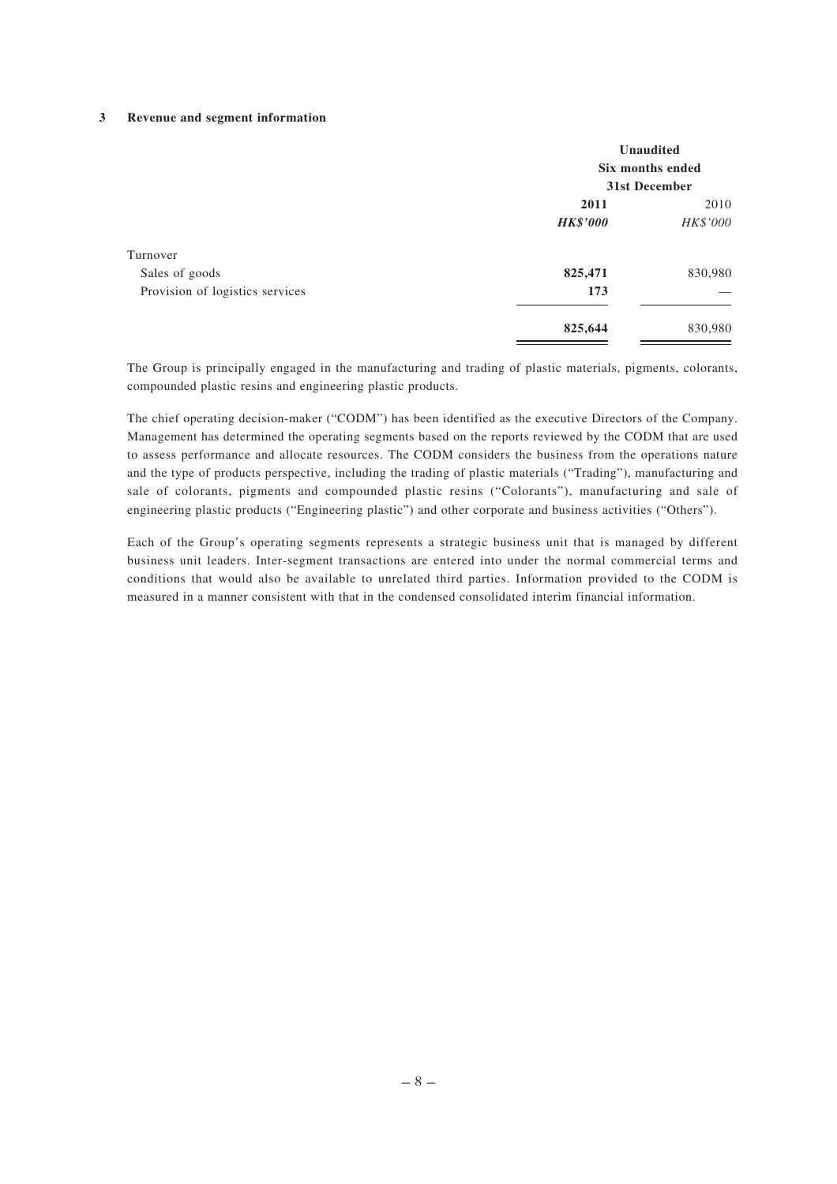### 3 Revenue and segment information

| | Unaudited Six months ended 31st December | |
|---|---|---|
| | **2011** | 2010 |
| | ***HK$'000*** | *HK$'000* |
| Turnover | | |
| Sales of goods | **825,471** | 830,980 |
| Provision of logistics services | **173** | — |
| | **825,644** | 830,980 |

The Group is principally engaged in the manufacturing and trading of plastic materials, pigments, colorants, compounded plastic resins and engineering plastic products.

The chief operating decision-maker ("CODM") has been identified as the executive Directors of the Company. Management has determined the operating segments based on the reports reviewed by the CODM that are used to assess performance and allocate resources. The CODM considers the business from the operations nature and the type of products perspective, including the trading of plastic materials ("Trading"), manufacturing and sale of colorants, pigments and compounded plastic resins ("Colorants"), manufacturing and sale of engineering plastic products ("Engineering plastic") and other corporate and business activities ("Others").

Each of the Group's operating segments represents a strategic business unit that is managed by different business unit leaders. Inter-segment transactions are entered into under the normal commercial terms and conditions that would also be available to unrelated third parties. Information provided to the CODM is measured in a manner consistent with that in the condensed consolidated interim financial information.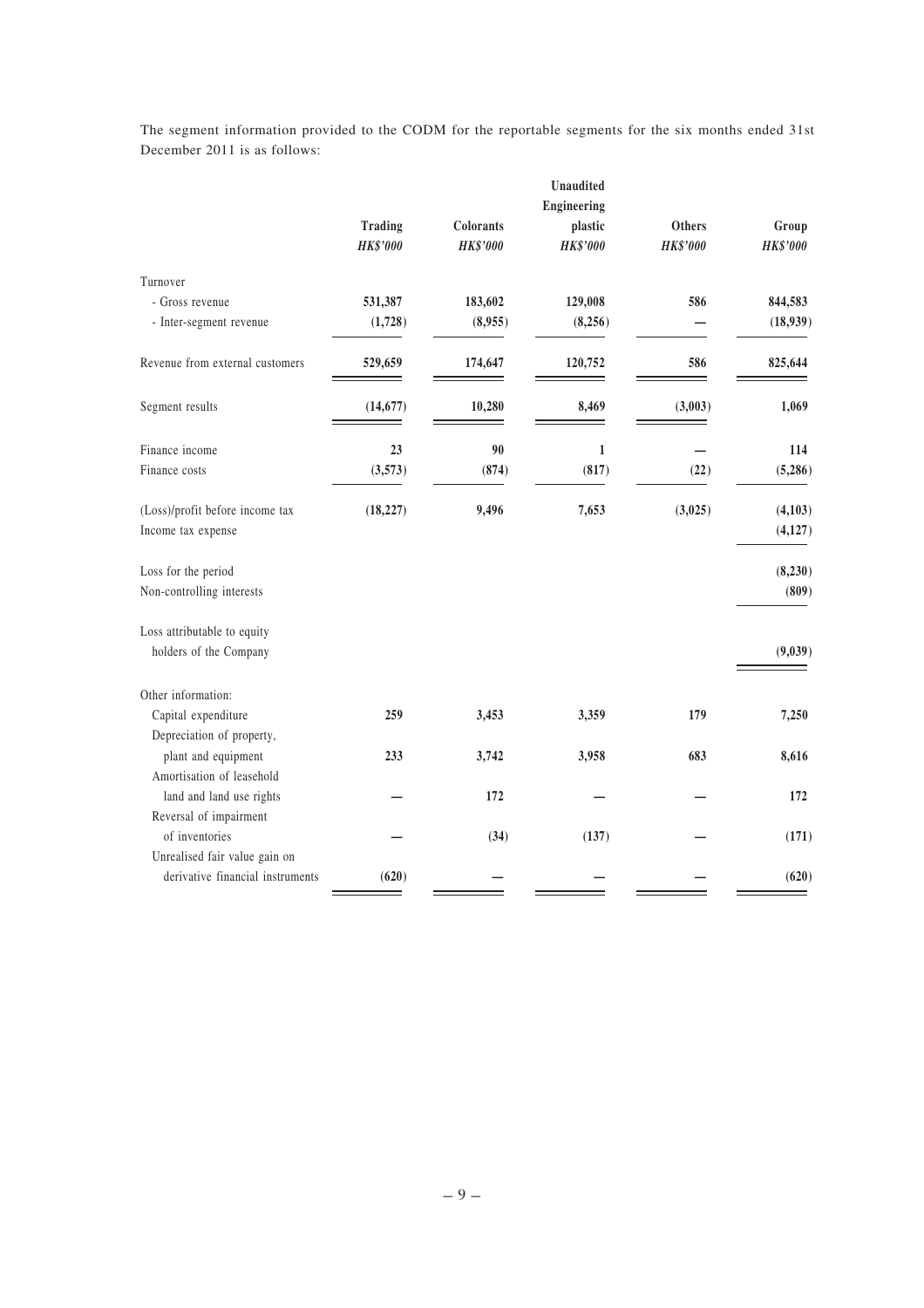The segment information provided to the CODM for the reportable segments for the six months ended 31st December 2011 is as follows:

| | Unaudited | | | | |
|---|---|---|---|---|---|
| | **Trading** | **Colorants** | **Engineering plastic** | **Others** | **Group** |
| | ***HK$'000*** | ***HK$'000*** | ***HK$'000*** | ***HK$'000*** | ***HK$'000*** |
| Turnover | | | | | |
| - Gross revenue | **531,387** | **183,602** | **129,008** | **586** | **844,583** |
| - Inter-segment revenue | **(1,728)** | **(8,955)** | **(8,256)** | **—** | **(18,939)** |
| Revenue from external customers | **529,659** | **174,647** | **120,752** | **586** | **825,644** |
| Segment results | **(14,677)** | **10,280** | **8,469** | **(3,003)** | **1,069** |
| Finance income | **23** | **90** | **1** | **—** | **114** |
| Finance costs | **(3,573)** | **(874)** | **(817)** | **(22)** | **(5,286)** |
| (Loss)/profit before income tax | **(18,227)** | **9,496** | **7,653** | **(3,025)** | **(4,103)** |
| Income tax expense | | | | | **(4,127)** |
| Loss for the period | | | | | **(8,230)** |
| Non-controlling interests | | | | | **(809)** |
| Loss attributable to equity holders of the Company | | | | | **(9,039)** |
| Other information: | | | | | |
| Capital expenditure | **259** | **3,453** | **3,359** | **179** | **7,250** |
| Depreciation of property, plant and equipment | **233** | **3,742** | **3,958** | **683** | **8,616** |
| Amortisation of leasehold land and land use rights | **—** | **172** | **—** | **—** | **172** |
| Reversal of impairment of inventories | **—** | **(34)** | **(137)** | **—** | **(171)** |
| Unrealised fair value gain on derivative financial instruments | **(620)** | **—** | **—** | **—** | **(620)** |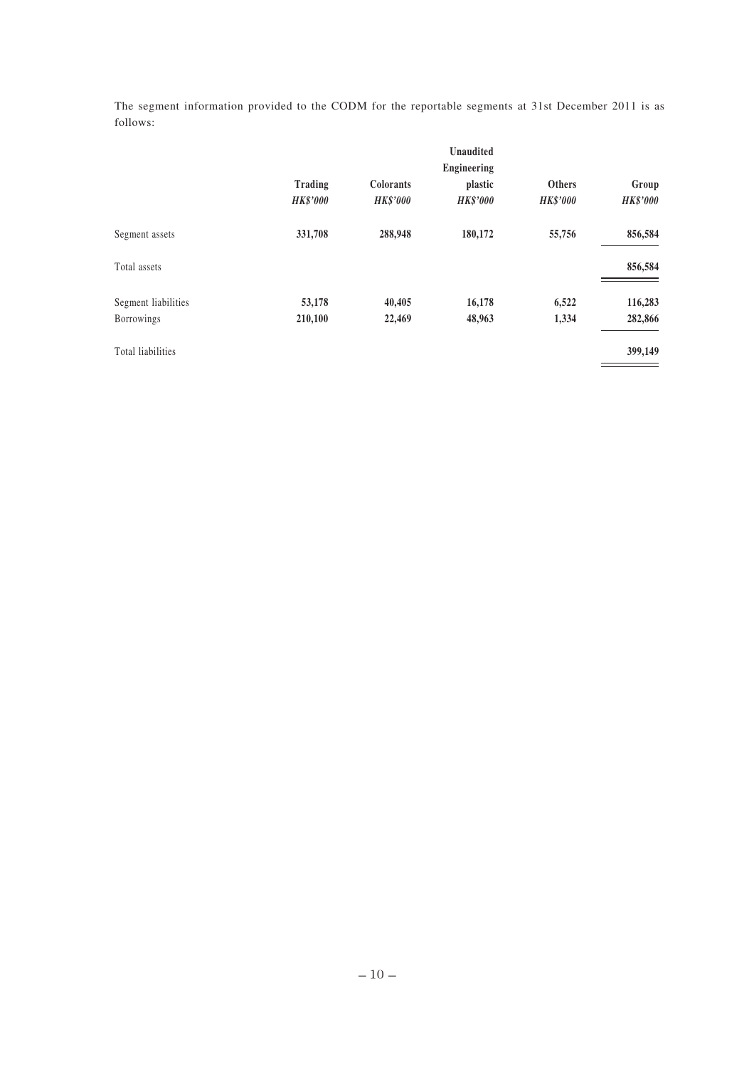The segment information provided to the CODM for the reportable segments at 31st December 2011 is as follows:

| | **Trading** | **Colorants** | **Unaudited Engineering plastic** | **Others** | **Group** |
|---|---|---|---|---|---|
| | *HK$'000* | *HK$'000* | *HK$'000* | *HK$'000* | *HK$'000* |
| Segment assets | **331,708** | **288,948** | **180,172** | **55,756** | **856,584** |
| Total assets | | | | | **856,584** |
| Segment liabilities | **53,178** | **40,405** | **16,178** | **6,522** | **116,283** |
| Borrowings | **210,100** | **22,469** | **48,963** | **1,334** | **282,866** |
| Total liabilities | | | | | **399,149** |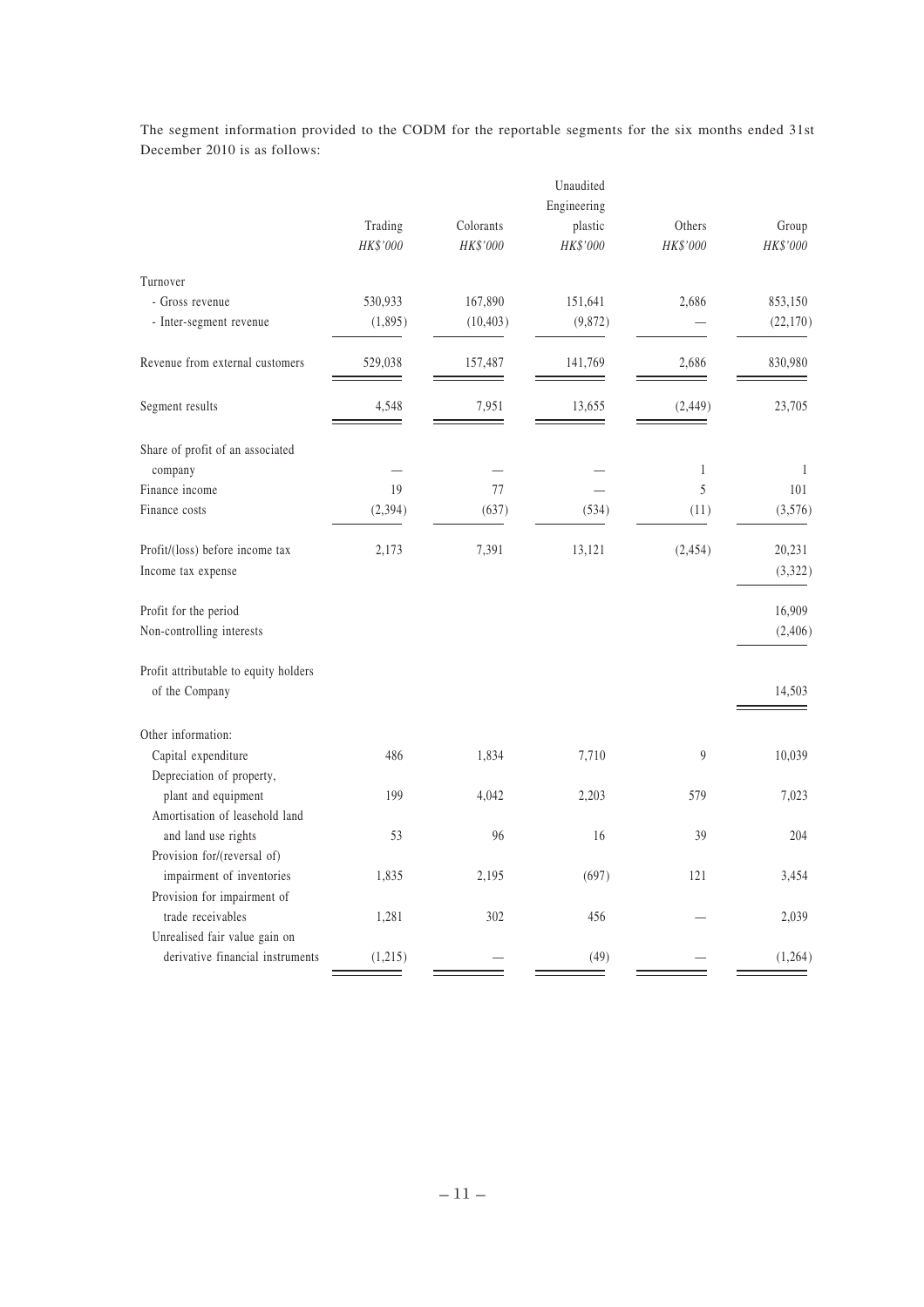The segment information provided to the CODM for the reportable segments for the six months ended 31st December 2010 is as follows:

| | Trading | Colorants | Unaudited Engineering plastic | Others | Group |
|---|---|---|---|---|---|
| | *HK$'000* | *HK$'000* | *HK$'000* | *HK$'000* | *HK$'000* |
| Turnover | | | | | |
| - Gross revenue | 530,933 | 167,890 | 151,641 | 2,686 | 853,150 |
| - Inter-segment revenue | (1,895) | (10,403) | (9,872) | — | (22,170) |
| Revenue from external customers | 529,038 | 157,487 | 141,769 | 2,686 | 830,980 |
| Segment results | 4,548 | 7,951 | 13,655 | (2,449) | 23,705 |
| Share of profit of an associated company | — | — | — | 1 | 1 |
| Finance income | 19 | 77 | — | 5 | 101 |
| Finance costs | (2,394) | (637) | (534) | (11) | (3,576) |
| Profit/(loss) before income tax | 2,173 | 7,391 | 13,121 | (2,454) | 20,231 |
| Income tax expense | | | | | (3,322) |
| Profit for the period | | | | | 16,909 |
| Non-controlling interests | | | | | (2,406) |
| Profit attributable to equity holders of the Company | | | | | 14,503 |
| Other information: | | | | | |
| Capital expenditure | 486 | 1,834 | 7,710 | 9 | 10,039 |
| Depreciation of property, plant and equipment | 199 | 4,042 | 2,203 | 579 | 7,023 |
| Amortisation of leasehold land and land use rights | 53 | 96 | 16 | 39 | 204 |
| Provision for/(reversal of) impairment of inventories | 1,835 | 2,195 | (697) | 121 | 3,454 |
| Provision for impairment of trade receivables | 1,281 | 302 | 456 | — | 2,039 |
| Unrealised fair value gain on derivative financial instruments | (1,215) | — | (49) | — | (1,264) |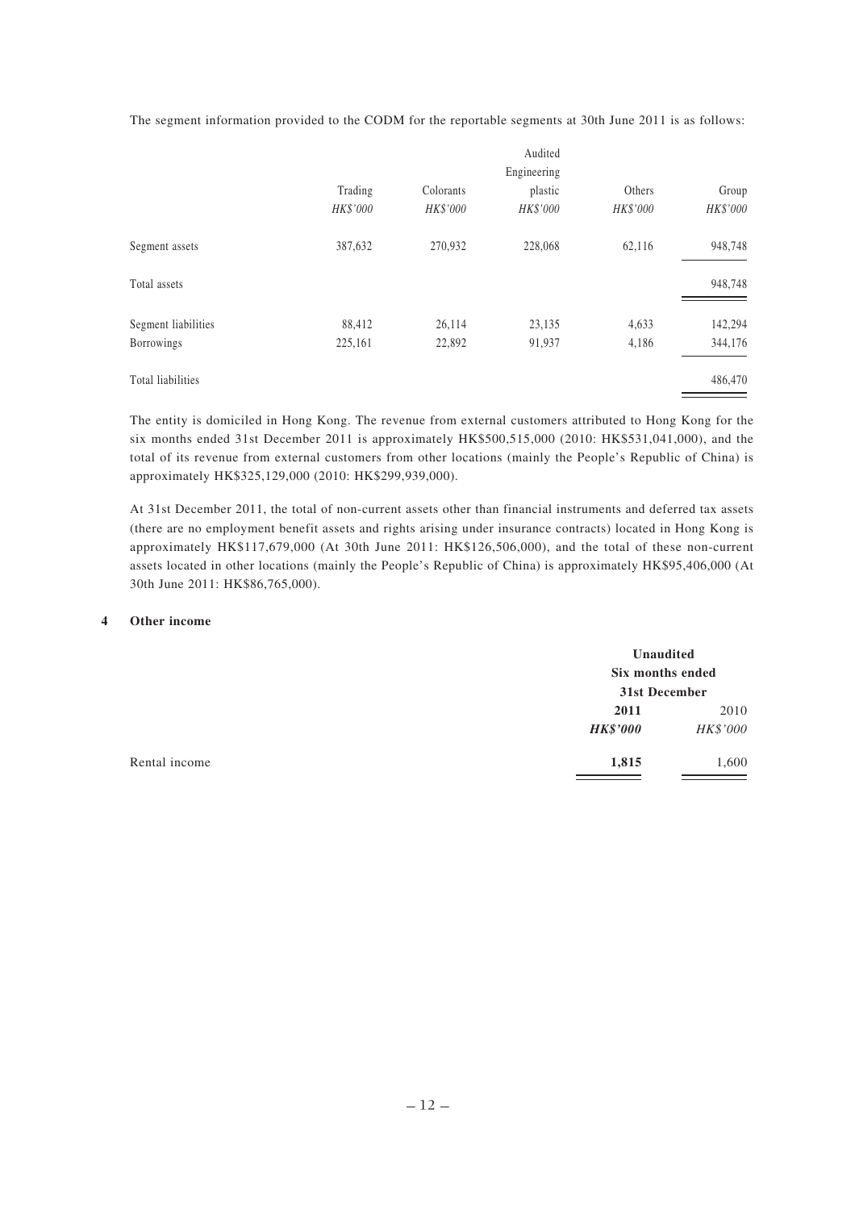The segment information provided to the CODM for the reportable segments at 30th June 2011 is as follows:

| | | | Audited | | |
|---|---|---|---|---|---|
| | Trading | Colorants | Engineering plastic | Others | Group |
| | *HK$'000* | *HK$'000* | *HK$'000* | *HK$'000* | *HK$'000* |
| Segment assets | 387,632 | 270,932 | 228,068 | 62,116 | 948,748 |
| Total assets | | | | | 948,748 |
| Segment liabilities | 88,412 | 26,114 | 23,135 | 4,633 | 142,294 |
| Borrowings | 225,161 | 22,892 | 91,937 | 4,186 | 344,176 |
| Total liabilities | | | | | 486,470 |

The entity is domiciled in Hong Kong. The revenue from external customers attributed to Hong Kong for the six months ended 31st December 2011 is approximately HK$500,515,000 (2010: HK$531,041,000), and the total of its revenue from external customers from other locations (mainly the People's Republic of China) is approximately HK$325,129,000 (2010: HK$299,939,000).

At 31st December 2011, the total of non-current assets other than financial instruments and deferred tax assets (there are no employment benefit assets and rights arising under insurance contracts) located in Hong Kong is approximately HK$117,679,000 (At 30th June 2011: HK$126,506,000), and the total of these non-current assets located in other locations (mainly the People's Republic of China) is approximately HK$95,406,000 (At 30th June 2011: HK$86,765,000).

## 4 Other income

| | **Unaudited Six months ended 31st December** | |
|---|---|---|
| | **2011** | 2010 |
| | ***HK$'000*** | *HK$'000* |
| Rental income | **1,815** | 1,600 |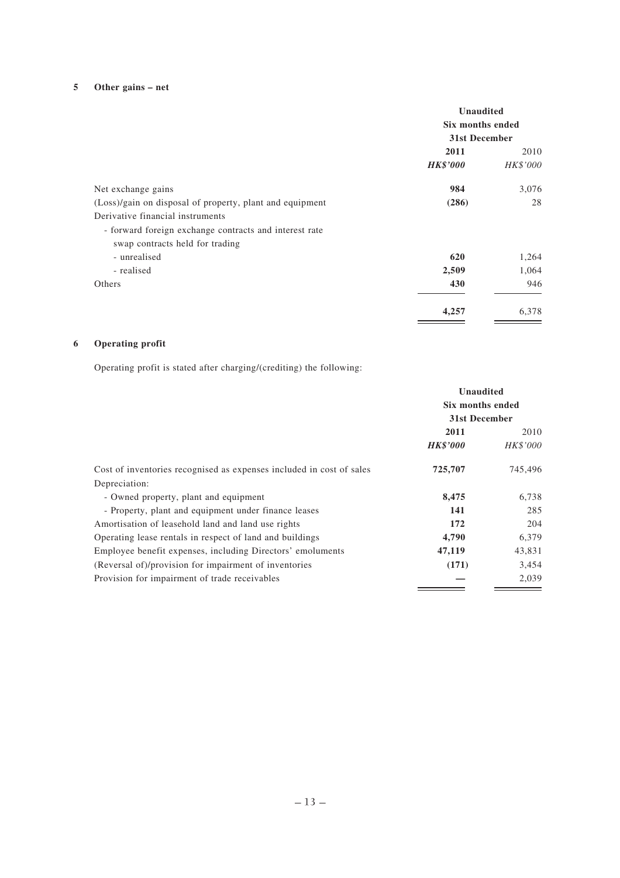## 5 Other gains – net

| | Unaudited Six months ended 31st December | |
|---|---|---|
| | **2011** | 2010 |
| | ***HK$'000*** | *HK$'000* |
| Net exchange gains | **984** | 3,076 |
| (Loss)/gain on disposal of property, plant and equipment | **(286)** | 28 |
| Derivative financial instruments | | |
| - forward foreign exchange contracts and interest rate swap contracts held for trading | | |
| - unrealised | **620** | 1,264 |
| - realised | **2,509** | 1,064 |
| Others | **430** | 946 |
| | **4,257** | 6,378 |

## 6 Operating profit

Operating profit is stated after charging/(crediting) the following:

| | Unaudited Six months ended 31st December | |
|---|---|---|
| | **2011** | 2010 |
| | ***HK$'000*** | *HK$'000* |
| Cost of inventories recognised as expenses included in cost of sales | **725,707** | 745,496 |
| Depreciation: | | |
| - Owned property, plant and equipment | **8,475** | 6,738 |
| - Property, plant and equipment under finance leases | **141** | 285 |
| Amortisation of leasehold land and land use rights | **172** | 204 |
| Operating lease rentals in respect of land and buildings | **4,790** | 6,379 |
| Employee benefit expenses, including Directors' emoluments | **47,119** | 43,831 |
| (Reversal of)/provision for impairment of inventories | **(171)** | 3,454 |
| Provision for impairment of trade receivables | **—** | 2,039 |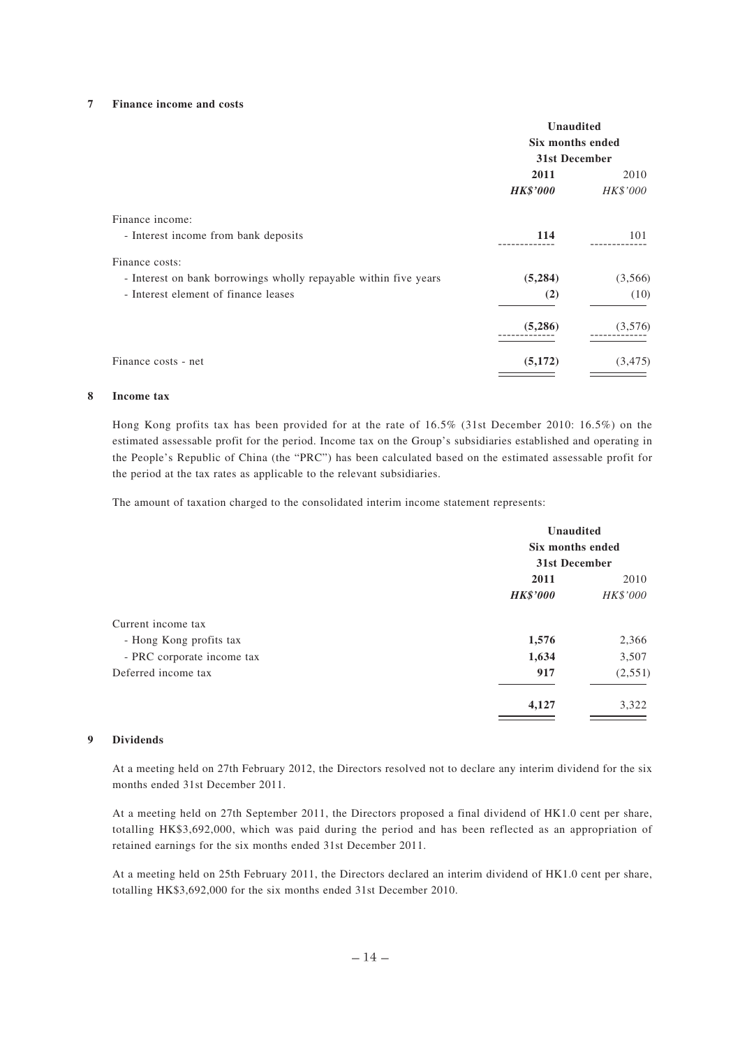### 7 Finance income and costs

| | Unaudited | |
|---|---|---|
| | Six months ended | |
| | 31st December | |
| | **2011** | 2010 |
| | ***HK$'000*** | *HK$'000* |
| Finance income: | | |
| - Interest income from bank deposits | **114** | 101 |
| Finance costs: | | |
| - Interest on bank borrowings wholly repayable within five years | **(5,284)** | (3,566) |
| - Interest element of finance leases | **(2)** | (10) |
| | **(5,286)** | (3,576) |
| Finance costs - net | **(5,172)** | (3,475) |

### 8 Income tax

Hong Kong profits tax has been provided for at the rate of 16.5% (31st December 2010: 16.5%) on the estimated assessable profit for the period. Income tax on the Group's subsidiaries established and operating in the People's Republic of China (the "PRC") has been calculated based on the estimated assessable profit for the period at the tax rates as applicable to the relevant subsidiaries.

The amount of taxation charged to the consolidated interim income statement represents:

| | Unaudited | |
|---|---|---|
| | Six months ended | |
| | 31st December | |
| | **2011** | 2010 |
| | ***HK$'000*** | *HK$'000* |
| Current income tax | | |
| - Hong Kong profits tax | **1,576** | 2,366 |
| - PRC corporate income tax | **1,634** | 3,507 |
| Deferred income tax | **917** | (2,551) |
| | **4,127** | 3,322 |

### 9 Dividends

At a meeting held on 27th February 2012, the Directors resolved not to declare any interim dividend for the six months ended 31st December 2011.

At a meeting held on 27th September 2011, the Directors proposed a final dividend of HK1.0 cent per share, totalling HK$3,692,000, which was paid during the period and has been reflected as an appropriation of retained earnings for the six months ended 31st December 2011.

At a meeting held on 25th February 2011, the Directors declared an interim dividend of HK1.0 cent per share, totalling HK$3,692,000 for the six months ended 31st December 2010.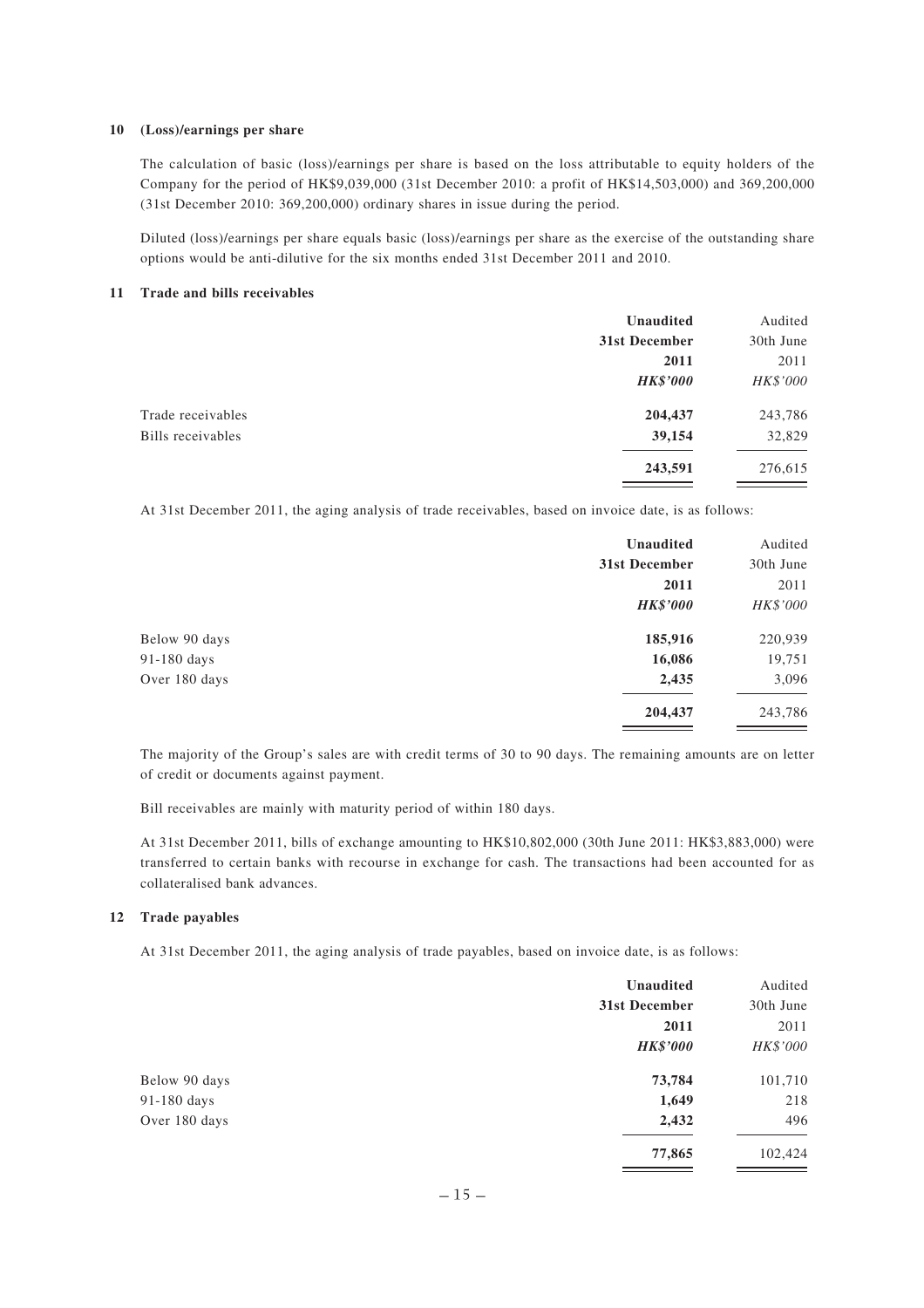### 10 (Loss)/earnings per share

The calculation of basic (loss)/earnings per share is based on the loss attributable to equity holders of the Company for the period of HK$9,039,000 (31st December 2010: a profit of HK$14,503,000) and 369,200,000 (31st December 2010: 369,200,000) ordinary shares in issue during the period.

Diluted (loss)/earnings per share equals basic (loss)/earnings per share as the exercise of the outstanding share options would be anti-dilutive for the six months ended 31st December 2011 and 2010.

### 11 Trade and bills receivables

| | **Unaudited 31st December 2011** | Audited 30th June 2011 |
|---|---|---|
| | ***HK$'000*** | *HK$'000* |
| Trade receivables | **204,437** | 243,786 |
| Bills receivables | **39,154** | 32,829 |
| | **243,591** | 276,615 |

At 31st December 2011, the aging analysis of trade receivables, based on invoice date, is as follows:

| | **Unaudited 31st December 2011** | Audited 30th June 2011 |
|---|---|---|
| | ***HK$'000*** | *HK$'000* |
| Below 90 days | **185,916** | 220,939 |
| 91-180 days | **16,086** | 19,751 |
| Over 180 days | **2,435** | 3,096 |
| | **204,437** | 243,786 |

The majority of the Group's sales are with credit terms of 30 to 90 days. The remaining amounts are on letter of credit or documents against payment.

Bill receivables are mainly with maturity period of within 180 days.

At 31st December 2011, bills of exchange amounting to HK$10,802,000 (30th June 2011: HK$3,883,000) were transferred to certain banks with recourse in exchange for cash. The transactions had been accounted for as collateralised bank advances.

### 12 Trade payables

At 31st December 2011, the aging analysis of trade payables, based on invoice date, is as follows:

| | **Unaudited 31st December 2011** | Audited 30th June 2011 |
|---|---|---|
| | ***HK$'000*** | *HK$'000* |
| Below 90 days | **73,784** | 101,710 |
| 91-180 days | **1,649** | 218 |
| Over 180 days | **2,432** | 496 |
| | **77,865** | 102,424 |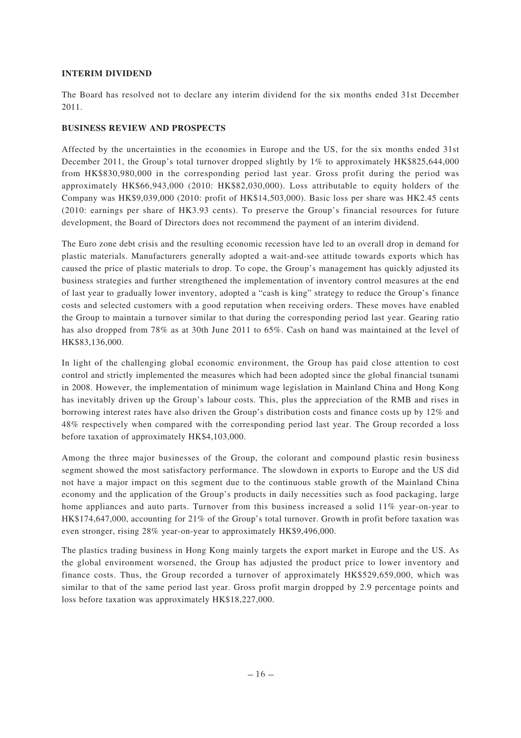**INTERIM DIVIDEND**

The Board has resolved not to declare any interim dividend for the six months ended 31st December 2011.

**BUSINESS REVIEW AND PROSPECTS**

Affected by the uncertainties in the economies in Europe and the US, for the six months ended 31st December 2011, the Group's total turnover dropped slightly by 1% to approximately HK$825,644,000 from HK$830,980,000 in the corresponding period last year. Gross profit during the period was approximately HK$66,943,000 (2010: HK$82,030,000). Loss attributable to equity holders of the Company was HK$9,039,000 (2010: profit of HK$14,503,000). Basic loss per share was HK2.45 cents (2010: earnings per share of HK3.93 cents). To preserve the Group's financial resources for future development, the Board of Directors does not recommend the payment of an interim dividend.

The Euro zone debt crisis and the resulting economic recession have led to an overall drop in demand for plastic materials. Manufacturers generally adopted a wait-and-see attitude towards exports which has caused the price of plastic materials to drop. To cope, the Group's management has quickly adjusted its business strategies and further strengthened the implementation of inventory control measures at the end of last year to gradually lower inventory, adopted a "cash is king" strategy to reduce the Group's finance costs and selected customers with a good reputation when receiving orders. These moves have enabled the Group to maintain a turnover similar to that during the corresponding period last year. Gearing ratio has also dropped from 78% as at 30th June 2011 to 65%. Cash on hand was maintained at the level of HK$83,136,000.

In light of the challenging global economic environment, the Group has paid close attention to cost control and strictly implemented the measures which had been adopted since the global financial tsunami in 2008. However, the implementation of minimum wage legislation in Mainland China and Hong Kong has inevitably driven up the Group's labour costs. This, plus the appreciation of the RMB and rises in borrowing interest rates have also driven the Group's distribution costs and finance costs up by 12% and 48% respectively when compared with the corresponding period last year. The Group recorded a loss before taxation of approximately HK$4,103,000.

Among the three major businesses of the Group, the colorant and compound plastic resin business segment showed the most satisfactory performance. The slowdown in exports to Europe and the US did not have a major impact on this segment due to the continuous stable growth of the Mainland China economy and the application of the Group's products in daily necessities such as food packaging, large home appliances and auto parts. Turnover from this business increased a solid 11% year-on-year to HK$174,647,000, accounting for 21% of the Group's total turnover. Growth in profit before taxation was even stronger, rising 28% year-on-year to approximately HK$9,496,000.

The plastics trading business in Hong Kong mainly targets the export market in Europe and the US. As the global environment worsened, the Group has adjusted the product price to lower inventory and finance costs. Thus, the Group recorded a turnover of approximately HK$529,659,000, which was similar to that of the same period last year. Gross profit margin dropped by 2.9 percentage points and loss before taxation was approximately HK$18,227,000.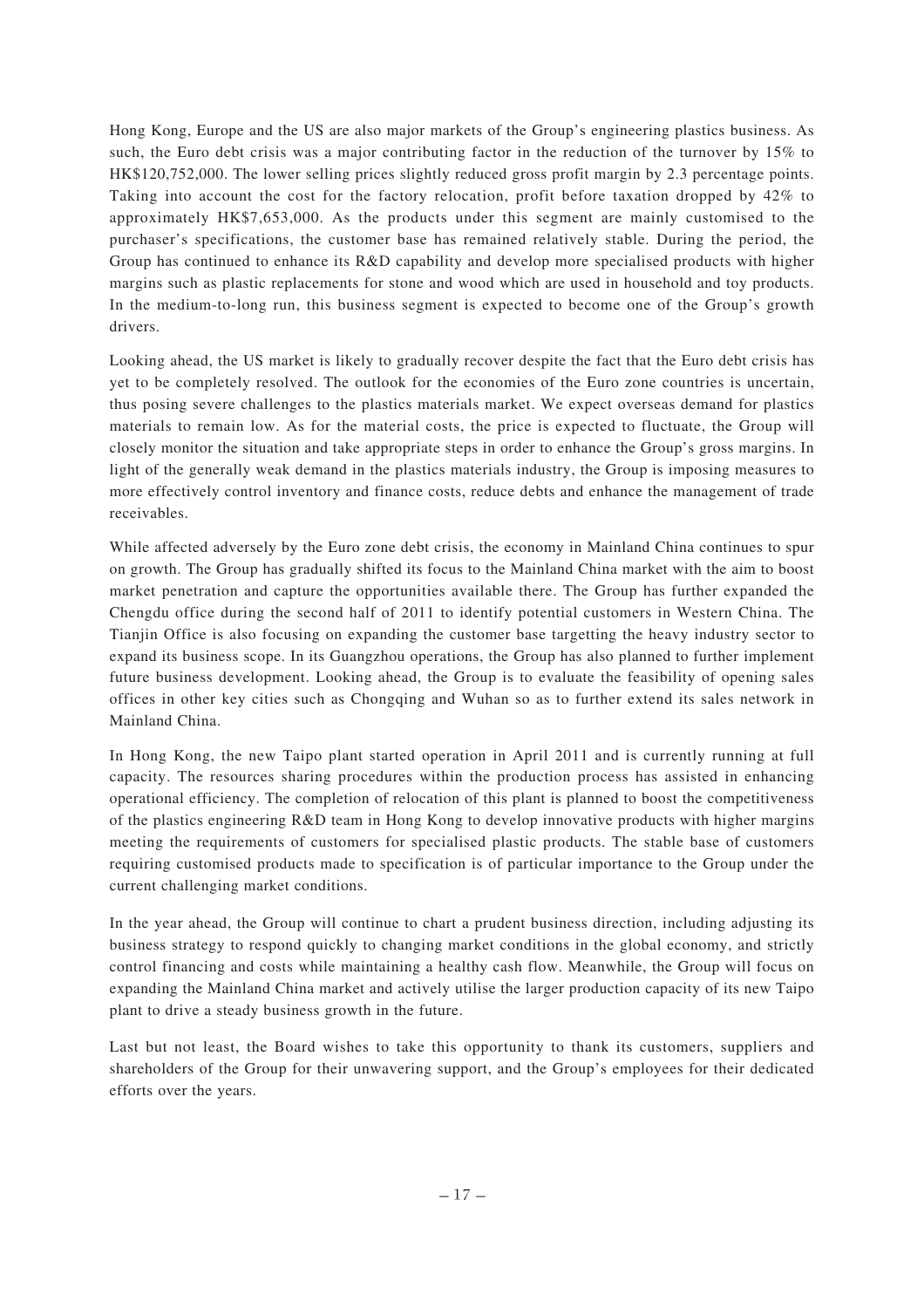Hong Kong, Europe and the US are also major markets of the Group's engineering plastics business. As such, the Euro debt crisis was a major contributing factor in the reduction of the turnover by 15% to HK$120,752,000. The lower selling prices slightly reduced gross profit margin by 2.3 percentage points. Taking into account the cost for the factory relocation, profit before taxation dropped by 42% to approximately HK$7,653,000. As the products under this segment are mainly customised to the purchaser's specifications, the customer base has remained relatively stable. During the period, the Group has continued to enhance its R&D capability and develop more specialised products with higher margins such as plastic replacements for stone and wood which are used in household and toy products. In the medium-to-long run, this business segment is expected to become one of the Group's growth drivers.

Looking ahead, the US market is likely to gradually recover despite the fact that the Euro debt crisis has yet to be completely resolved. The outlook for the economies of the Euro zone countries is uncertain, thus posing severe challenges to the plastics materials market. We expect overseas demand for plastics materials to remain low. As for the material costs, the price is expected to fluctuate, the Group will closely monitor the situation and take appropriate steps in order to enhance the Group's gross margins. In light of the generally weak demand in the plastics materials industry, the Group is imposing measures to more effectively control inventory and finance costs, reduce debts and enhance the management of trade receivables.

While affected adversely by the Euro zone debt crisis, the economy in Mainland China continues to spur on growth. The Group has gradually shifted its focus to the Mainland China market with the aim to boost market penetration and capture the opportunities available there. The Group has further expanded the Chengdu office during the second half of 2011 to identify potential customers in Western China. The Tianjin Office is also focusing on expanding the customer base targetting the heavy industry sector to expand its business scope. In its Guangzhou operations, the Group has also planned to further implement future business development. Looking ahead, the Group is to evaluate the feasibility of opening sales offices in other key cities such as Chongqing and Wuhan so as to further extend its sales network in Mainland China.

In Hong Kong, the new Taipo plant started operation in April 2011 and is currently running at full capacity. The resources sharing procedures within the production process has assisted in enhancing operational efficiency. The completion of relocation of this plant is planned to boost the competitiveness of the plastics engineering R&D team in Hong Kong to develop innovative products with higher margins meeting the requirements of customers for specialised plastic products. The stable base of customers requiring customised products made to specification is of particular importance to the Group under the current challenging market conditions.

In the year ahead, the Group will continue to chart a prudent business direction, including adjusting its business strategy to respond quickly to changing market conditions in the global economy, and strictly control financing and costs while maintaining a healthy cash flow. Meanwhile, the Group will focus on expanding the Mainland China market and actively utilise the larger production capacity of its new Taipo plant to drive a steady business growth in the future.

Last but not least, the Board wishes to take this opportunity to thank its customers, suppliers and shareholders of the Group for their unwavering support, and the Group's employees for their dedicated efforts over the years.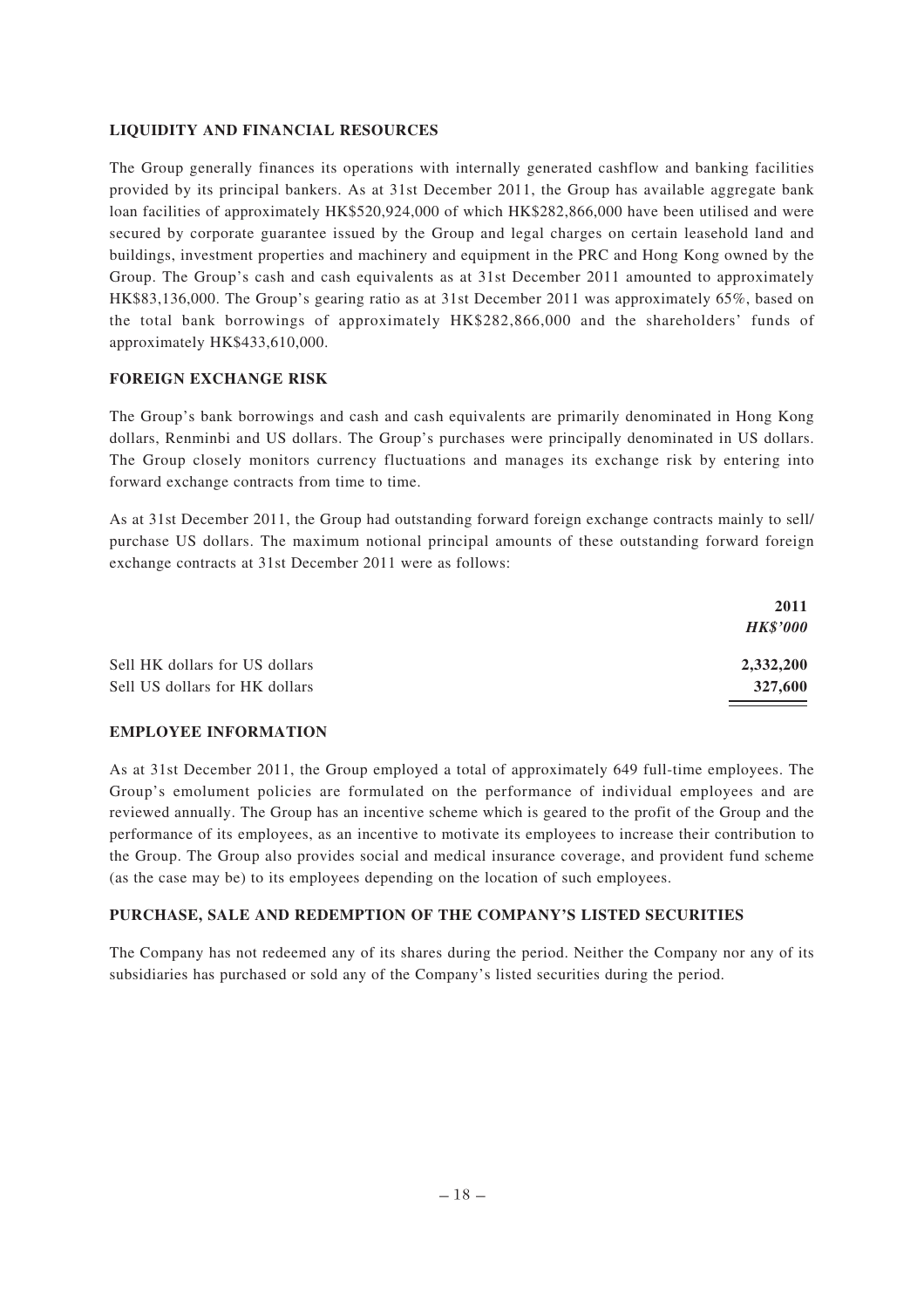## LIQUIDITY AND FINANCIAL RESOURCES

The Group generally finances its operations with internally generated cashflow and banking facilities provided by its principal bankers. As at 31st December 2011, the Group has available aggregate bank loan facilities of approximately HK$520,924,000 of which HK$282,866,000 have been utilised and were secured by corporate guarantee issued by the Group and legal charges on certain leasehold land and buildings, investment properties and machinery and equipment in the PRC and Hong Kong owned by the Group. The Group's cash and cash equivalents as at 31st December 2011 amounted to approximately HK$83,136,000. The Group's gearing ratio as at 31st December 2011 was approximately 65%, based on the total bank borrowings of approximately HK$282,866,000 and the shareholders' funds of approximately HK$433,610,000.

## FOREIGN EXCHANGE RISK

The Group's bank borrowings and cash and cash equivalents are primarily denominated in Hong Kong dollars, Renminbi and US dollars. The Group's purchases were principally denominated in US dollars. The Group closely monitors currency fluctuations and manages its exchange risk by entering into forward exchange contracts from time to time.

As at 31st December 2011, the Group had outstanding forward foreign exchange contracts mainly to sell/purchase US dollars. The maximum notional principal amounts of these outstanding forward foreign exchange contracts at 31st December 2011 were as follows:

| | **2011** |
|---|---|
| | ***HK$'000*** |
| Sell HK dollars for US dollars | **2,332,200** |
| Sell US dollars for HK dollars | **327,600** |

## EMPLOYEE INFORMATION

As at 31st December 2011, the Group employed a total of approximately 649 full-time employees. The Group's emolument policies are formulated on the performance of individual employees and are reviewed annually. The Group has an incentive scheme which is geared to the profit of the Group and the performance of its employees, as an incentive to motivate its employees to increase their contribution to the Group. The Group also provides social and medical insurance coverage, and provident fund scheme (as the case may be) to its employees depending on the location of such employees.

## PURCHASE, SALE AND REDEMPTION OF THE COMPANY'S LISTED SECURITIES

The Company has not redeemed any of its shares during the period. Neither the Company nor any of its subsidiaries has purchased or sold any of the Company's listed securities during the period.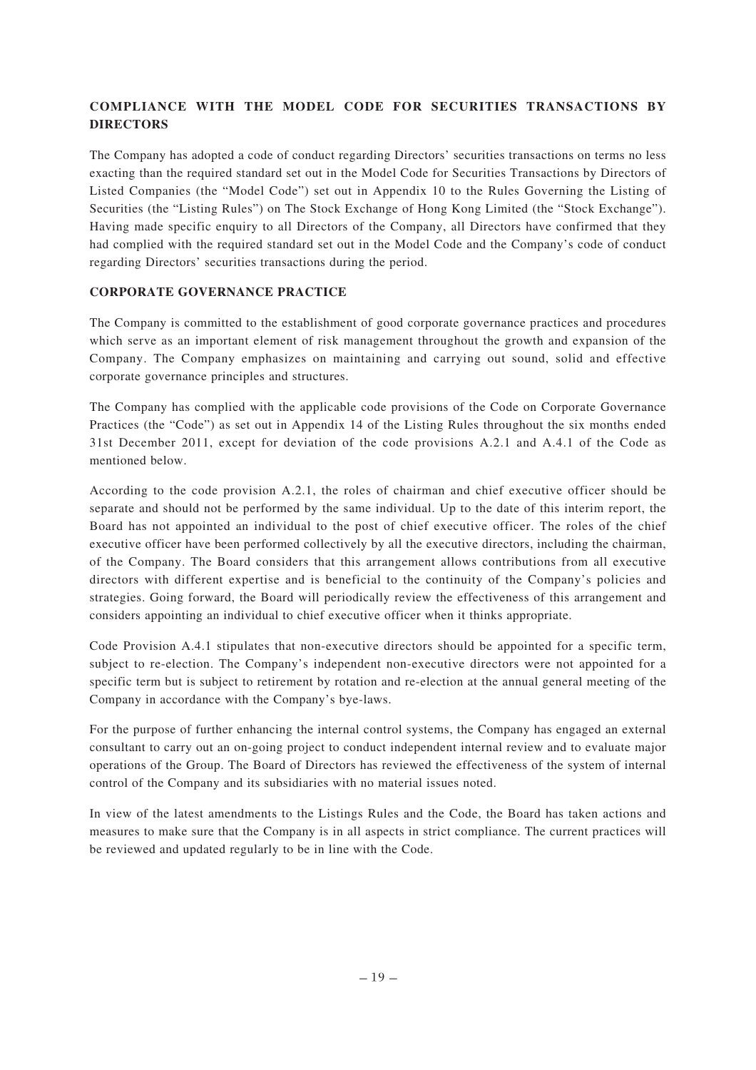## COMPLIANCE WITH THE MODEL CODE FOR SECURITIES TRANSACTIONS BY DIRECTORS

The Company has adopted a code of conduct regarding Directors' securities transactions on terms no less exacting than the required standard set out in the Model Code for Securities Transactions by Directors of Listed Companies (the "Model Code") set out in Appendix 10 to the Rules Governing the Listing of Securities (the "Listing Rules") on The Stock Exchange of Hong Kong Limited (the "Stock Exchange"). Having made specific enquiry to all Directors of the Company, all Directors have confirmed that they had complied with the required standard set out in the Model Code and the Company's code of conduct regarding Directors' securities transactions during the period.

## CORPORATE GOVERNANCE PRACTICE

The Company is committed to the establishment of good corporate governance practices and procedures which serve as an important element of risk management throughout the growth and expansion of the Company. The Company emphasizes on maintaining and carrying out sound, solid and effective corporate governance principles and structures.

The Company has complied with the applicable code provisions of the Code on Corporate Governance Practices (the "Code") as set out in Appendix 14 of the Listing Rules throughout the six months ended 31st December 2011, except for deviation of the code provisions A.2.1 and A.4.1 of the Code as mentioned below.

According to the code provision A.2.1, the roles of chairman and chief executive officer should be separate and should not be performed by the same individual. Up to the date of this interim report, the Board has not appointed an individual to the post of chief executive officer. The roles of the chief executive officer have been performed collectively by all the executive directors, including the chairman, of the Company. The Board considers that this arrangement allows contributions from all executive directors with different expertise and is beneficial to the continuity of the Company's policies and strategies. Going forward, the Board will periodically review the effectiveness of this arrangement and considers appointing an individual to chief executive officer when it thinks appropriate.

Code Provision A.4.1 stipulates that non-executive directors should be appointed for a specific term, subject to re-election. The Company's independent non-executive directors were not appointed for a specific term but is subject to retirement by rotation and re-election at the annual general meeting of the Company in accordance with the Company's bye-laws.

For the purpose of further enhancing the internal control systems, the Company has engaged an external consultant to carry out an on-going project to conduct independent internal review and to evaluate major operations of the Group. The Board of Directors has reviewed the effectiveness of the system of internal control of the Company and its subsidiaries with no material issues noted.

In view of the latest amendments to the Listings Rules and the Code, the Board has taken actions and measures to make sure that the Company is in all aspects in strict compliance. The current practices will be reviewed and updated regularly to be in line with the Code.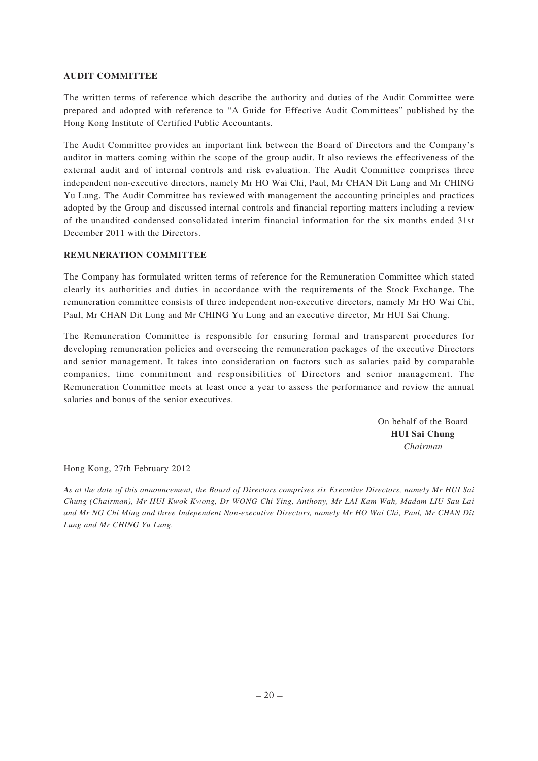## AUDIT COMMITTEE

The written terms of reference which describe the authority and duties of the Audit Committee were prepared and adopted with reference to "A Guide for Effective Audit Committees" published by the Hong Kong Institute of Certified Public Accountants.

The Audit Committee provides an important link between the Board of Directors and the Company's auditor in matters coming within the scope of the group audit. It also reviews the effectiveness of the external audit and of internal controls and risk evaluation. The Audit Committee comprises three independent non-executive directors, namely Mr HO Wai Chi, Paul, Mr CHAN Dit Lung and Mr CHING Yu Lung. The Audit Committee has reviewed with management the accounting principles and practices adopted by the Group and discussed internal controls and financial reporting matters including a review of the unaudited condensed consolidated interim financial information for the six months ended 31st December 2011 with the Directors.

## REMUNERATION COMMITTEE

The Company has formulated written terms of reference for the Remuneration Committee which stated clearly its authorities and duties in accordance with the requirements of the Stock Exchange. The remuneration committee consists of three independent non-executive directors, namely Mr HO Wai Chi, Paul, Mr CHAN Dit Lung and Mr CHING Yu Lung and an executive director, Mr HUI Sai Chung.

The Remuneration Committee is responsible for ensuring formal and transparent procedures for developing remuneration policies and overseeing the remuneration packages of the executive Directors and senior management. It takes into consideration on factors such as salaries paid by comparable companies, time commitment and responsibilities of Directors and senior management. The Remuneration Committee meets at least once a year to assess the performance and review the annual salaries and bonus of the senior executives.

On behalf of the Board
**HUI Sai Chung**
*Chairman*

Hong Kong, 27th February 2012

*As at the date of this announcement, the Board of Directors comprises six Executive Directors, namely Mr HUI Sai Chung (Chairman), Mr HUI Kwok Kwong, Dr WONG Chi Ying, Anthony, Mr LAI Kam Wah, Madam LIU Sau Lai and Mr NG Chi Ming and three Independent Non-executive Directors, namely Mr HO Wai Chi, Paul, Mr CHAN Dit Lung and Mr CHING Yu Lung.*